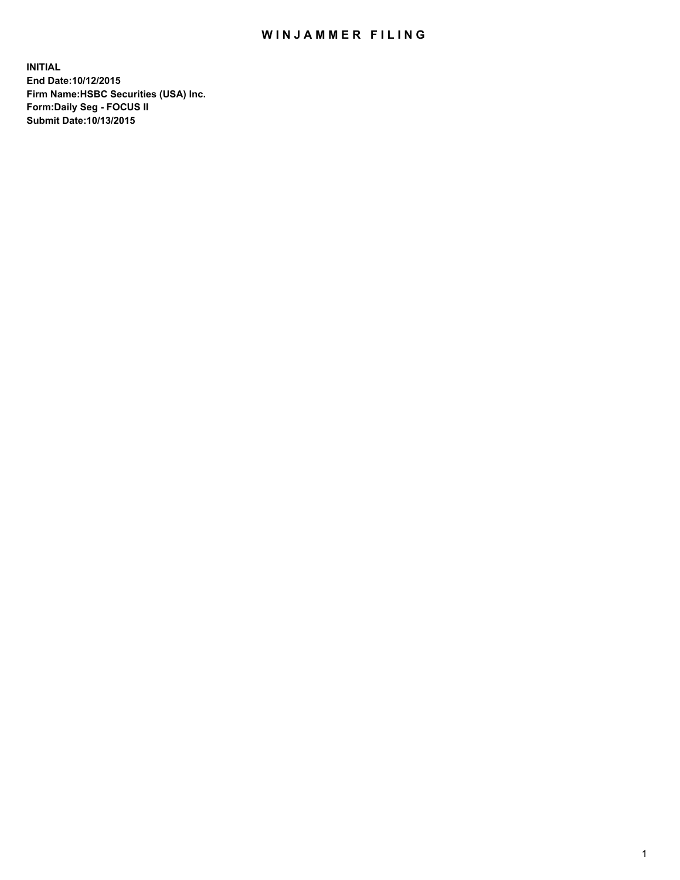# WINJAMMER FILING

**INITIAL**
**End Date:10/12/2015**
**Firm Name:HSBC Securities (USA) Inc.**
**Form:Daily Seg - FOCUS II**
**Submit Date:10/13/2015**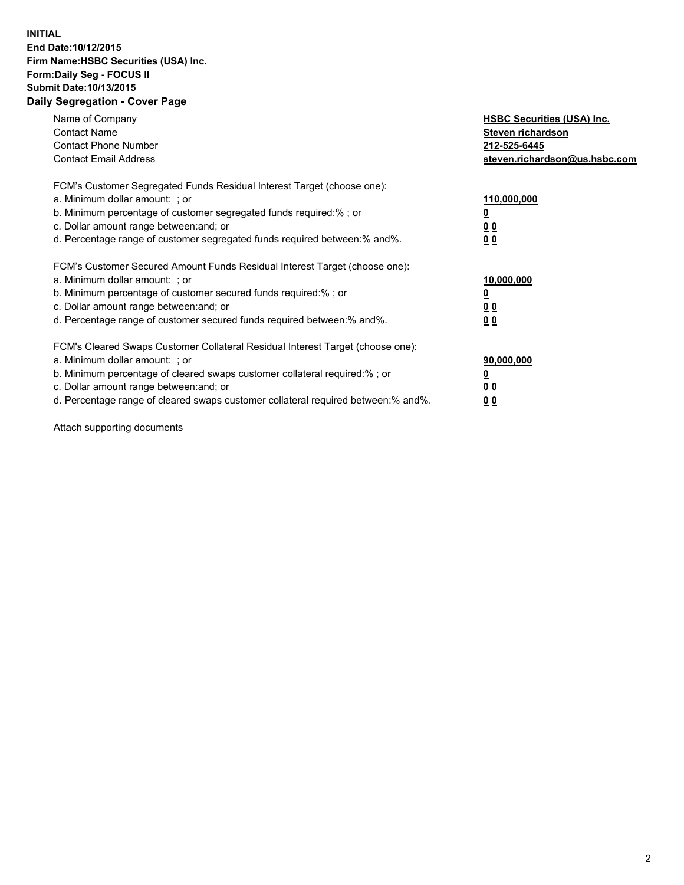**INITIAL**
**End Date:10/12/2015**
**Firm Name:HSBC Securities (USA) Inc.**
**Form:Daily Seg - FOCUS II**
**Submit Date:10/13/2015**

## Daily Segregation - Cover Page

| | |
|---|---|
| Name of Company | **HSBC Securities (USA) Inc.** |
| Contact Name | **Steven richardson** |
| Contact Phone Number | **212-525-6445** |
| Contact Email Address | **steven.richardson@us.hsbc.com** |

| | |
|---|---|
| FCM's Customer Segregated Funds Residual Interest Target (choose one): | |
| a. Minimum dollar amount: ; or | **110,000,000** |
| b. Minimum percentage of customer segregated funds required:% ; or | **0** |
| c. Dollar amount range between:and; or | **0 0** |
| d. Percentage range of customer segregated funds required between:% and%. | **0 0** |
| FCM's Customer Secured Amount Funds Residual Interest Target (choose one): | |
| a. Minimum dollar amount: ; or | **10,000,000** |
| b. Minimum percentage of customer secured funds required:% ; or | **0** |
| c. Dollar amount range between:and; or | **0 0** |
| d. Percentage range of customer secured funds required between:% and%. | **0 0** |
| FCM's Cleared Swaps Customer Collateral Residual Interest Target (choose one): | |
| a. Minimum dollar amount: ; or | **90,000,000** |
| b. Minimum percentage of cleared swaps customer collateral required:% ; or | **0** |
| c. Dollar amount range between:and; or | **0 0** |
| d. Percentage range of cleared swaps customer collateral required between:% and%. | **0 0** |

Attach supporting documents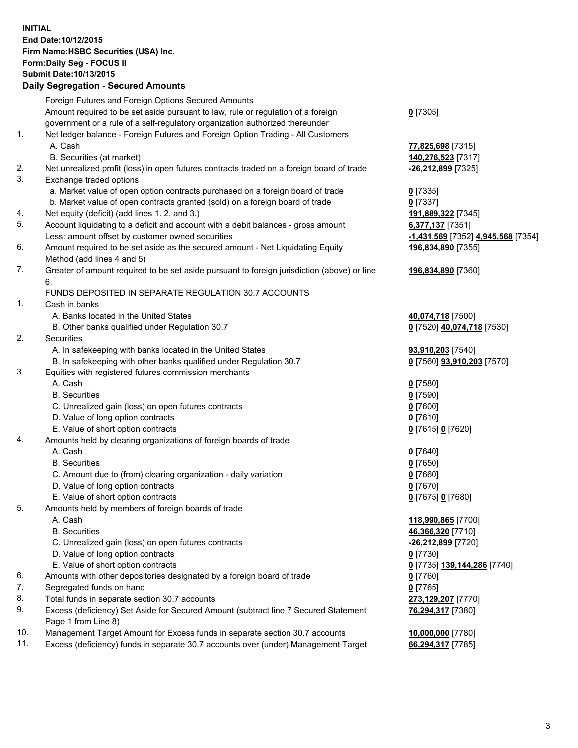**INITIAL**
**End Date:10/12/2015**
**Firm Name:HSBC Securities (USA) Inc.**
**Form:Daily Seg - FOCUS II**
**Submit Date:10/13/2015**

## Daily Segregation - Secured Amounts

| | | |
|---|---|---|
| | Foreign Futures and Foreign Options Secured Amounts | |
| | Amount required to be set aside pursuant to law, rule or regulation of a foreign government or a rule of a self-regulatory organization authorized thereunder | **0** [7305] |
| 1. | Net ledger balance - Foreign Futures and Foreign Option Trading - All Customers | |
| | A. Cash | **77,825,698** [7315] |
| | B. Securities (at market) | **140,276,523** [7317] |
| 2. | Net unrealized profit (loss) in open futures contracts traded on a foreign board of trade | **-26,212,899** [7325] |
| 3. | Exchange traded options | |
| | a. Market value of open option contracts purchased on a foreign board of trade | **0** [7335] |
| | b. Market value of open contracts granted (sold) on a foreign board of trade | **0** [7337] |
| 4. | Net equity (deficit) (add lines 1. 2. and 3.) | **191,889,322** [7345] |
| 5. | Account liquidating to a deficit and account with a debit balances - gross amount | **6,377,137** [7351] |
| | Less: amount offset by customer owned securities | **-1,431,569** [7352] **4,945,568** [7354] |
| 6. | Amount required to be set aside as the secured amount - Net Liquidating Equity Method (add lines 4 and 5) | **196,834,890** [7355] |
| 7. | Greater of amount required to be set aside pursuant to foreign jurisdiction (above) or line 6. | **196,834,890** [7360] |
| | FUNDS DEPOSITED IN SEPARATE REGULATION 30.7 ACCOUNTS | |
| 1. | Cash in banks | |
| | A. Banks located in the United States | **40,074,718** [7500] |
| | B. Other banks qualified under Regulation 30.7 | **0** [7520] **40,074,718** [7530] |
| 2. | Securities | |
| | A. In safekeeping with banks located in the United States | **93,910,203** [7540] |
| | B. In safekeeping with other banks qualified under Regulation 30.7 | **0** [7560] **93,910,203** [7570] |
| 3. | Equities with registered futures commission merchants | |
| | A. Cash | **0** [7580] |
| | B. Securities | **0** [7590] |
| | C. Unrealized gain (loss) on open futures contracts | **0** [7600] |
| | D. Value of long option contracts | **0** [7610] |
| | E. Value of short option contracts | **0** [7615] **0** [7620] |
| 4. | Amounts held by clearing organizations of foreign boards of trade | |
| | A. Cash | **0** [7640] |
| | B. Securities | **0** [7650] |
| | C. Amount due to (from) clearing organization - daily variation | **0** [7660] |
| | D. Value of long option contracts | **0** [7670] |
| | E. Value of short option contracts | **0** [7675] **0** [7680] |
| 5. | Amounts held by members of foreign boards of trade | |
| | A. Cash | **118,990,865** [7700] |
| | B. Securities | **46,366,320** [7710] |
| | C. Unrealized gain (loss) on open futures contracts | **-26,212,899** [7720] |
| | D. Value of long option contracts | **0** [7730] |
| | E. Value of short option contracts | **0** [7735] **139,144,286** [7740] |
| 6. | Amounts with other depositories designated by a foreign board of trade | **0** [7760] |
| 7. | Segregated funds on hand | **0** [7765] |
| 8. | Total funds in separate section 30.7 accounts | **273,129,207** [7770] |
| 9. | Excess (deficiency) Set Aside for Secured Amount (subtract line 7 Secured Statement Page 1 from Line 8) | **76,294,317** [7380] |
| 10. | Management Target Amount for Excess funds in separate section 30.7 accounts | **10,000,000** [7780] |
| 11. | Excess (deficiency) funds in separate 30.7 accounts over (under) Management Target | **66,294,317** [7785] |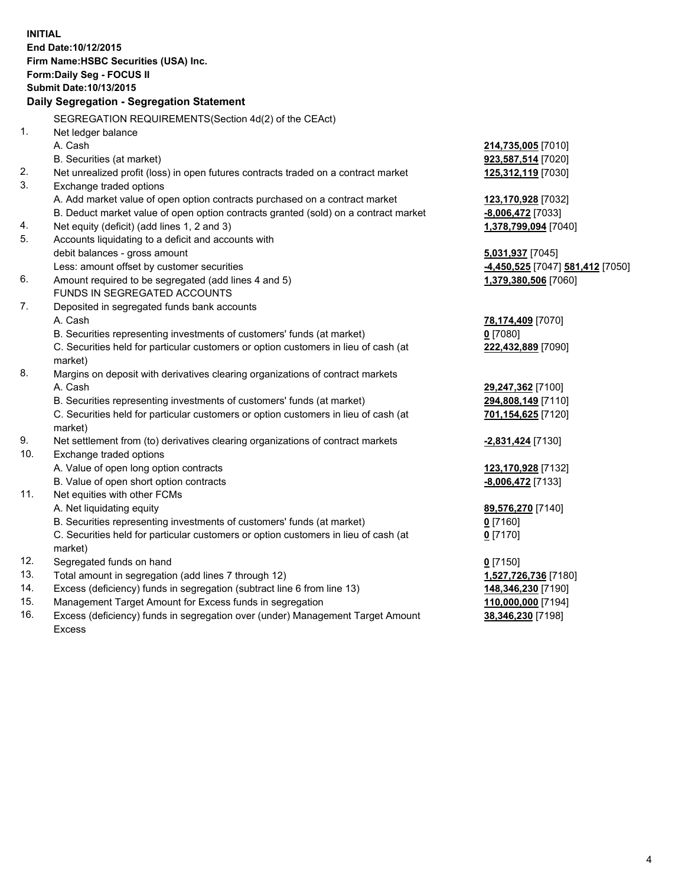**INITIAL**
**End Date:10/12/2015**
**Firm Name:HSBC Securities (USA) Inc.**
**Form:Daily Seg - FOCUS II**
**Submit Date:10/13/2015**

**Daily Segregation - Segregation Statement**

| | | |
|---|---|---|
| | SEGREGATION REQUIREMENTS(Section 4d(2) of the CEAct) | |
| 1. | Net ledger balance | |
| | A. Cash | **214,735,005** [7010] |
| | B. Securities (at market) | **923,587,514** [7020] |
| 2. | Net unrealized profit (loss) in open futures contracts traded on a contract market | **125,312,119** [7030] |
| 3. | Exchange traded options | |
| | A. Add market value of open option contracts purchased on a contract market | **123,170,928** [7032] |
| | B. Deduct market value of open option contracts granted (sold) on a contract market | **-8,006,472** [7033] |
| 4. | Net equity (deficit) (add lines 1, 2 and 3) | **1,378,799,094** [7040] |
| 5. | Accounts liquidating to a deficit and accounts with debit balances - gross amount | **5,031,937** [7045] |
| | Less: amount offset by customer securities | **-4,450,525** [7047] **581,412** [7050] |
| 6. | Amount required to be segregated (add lines 4 and 5) | **1,379,380,506** [7060] |
| | FUNDS IN SEGREGATED ACCOUNTS | |
| 7. | Deposited in segregated funds bank accounts | |
| | A. Cash | **78,174,409** [7070] |
| | B. Securities representing investments of customers' funds (at market) | **0** [7080] |
| | C. Securities held for particular customers or option customers in lieu of cash (at market) | **222,432,889** [7090] |
| 8. | Margins on deposit with derivatives clearing organizations of contract markets | |
| | A. Cash | **29,247,362** [7100] |
| | B. Securities representing investments of customers' funds (at market) | **294,808,149** [7110] |
| | C. Securities held for particular customers or option customers in lieu of cash (at market) | **701,154,625** [7120] |
| 9. | Net settlement from (to) derivatives clearing organizations of contract markets | **-2,831,424** [7130] |
| 10. | Exchange traded options | |
| | A. Value of open long option contracts | **123,170,928** [7132] |
| | B. Value of open short option contracts | **-8,006,472** [7133] |
| 11. | Net equities with other FCMs | |
| | A. Net liquidating equity | **89,576,270** [7140] |
| | B. Securities representing investments of customers' funds (at market) | **0** [7160] |
| | C. Securities held for particular customers or option customers in lieu of cash (at market) | **0** [7170] |
| 12. | Segregated funds on hand | **0** [7150] |
| 13. | Total amount in segregation (add lines 7 through 12) | **1,527,726,736** [7180] |
| 14. | Excess (deficiency) funds in segregation (subtract line 6 from line 13) | **148,346,230** [7190] |
| 15. | Management Target Amount for Excess funds in segregation | **110,000,000** [7194] |
| 16. | Excess (deficiency) funds in segregation over (under) Management Target Amount Excess | **38,346,230** [7198] |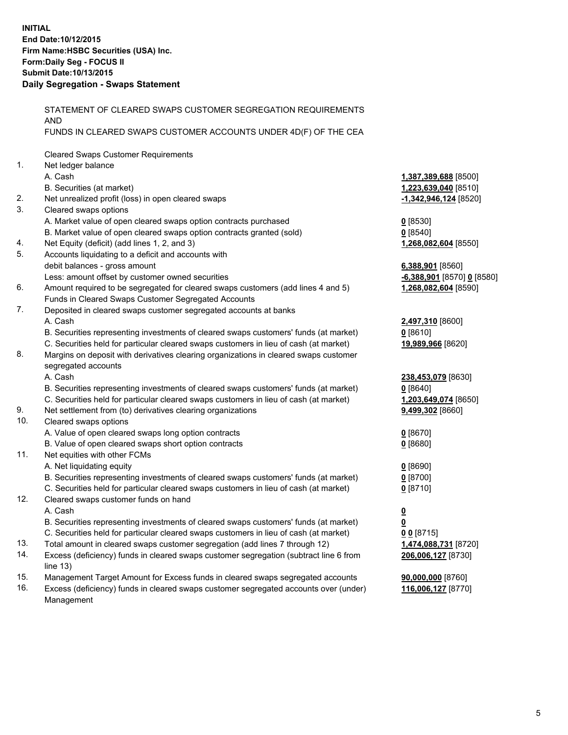**INITIAL**
**End Date:10/12/2015**
**Firm Name:HSBC Securities (USA) Inc.**
**Form:Daily Seg - FOCUS II**
**Submit Date:10/13/2015**
**Daily Segregation - Swaps Statement**

STATEMENT OF CLEARED SWAPS CUSTOMER SEGREGATION REQUIREMENTS AND
FUNDS IN CLEARED SWAPS CUSTOMER ACCOUNTS UNDER 4D(F) OF THE CEA

| | | |
|---|---|---|
| | Cleared Swaps Customer Requirements | |
| 1. | Net ledger balance | |
| | A. Cash | **1,387,389,688** [8500] |
| | B. Securities (at market) | **1,223,639,040** [8510] |
| 2. | Net unrealized profit (loss) in open cleared swaps | **-1,342,946,124** [8520] |
| 3. | Cleared swaps options | |
| | A. Market value of open cleared swaps option contracts purchased | **0** [8530] |
| | B. Market value of open cleared swaps option contracts granted (sold) | **0** [8540] |
| 4. | Net Equity (deficit) (add lines 1, 2, and 3) | **1,268,082,604** [8550] |
| 5. | Accounts liquidating to a deficit and accounts with debit balances - gross amount | **6,388,901** [8560] |
| | Less: amount offset by customer owned securities | **-6,388,901** [8570] **0** [8580] |
| 6. | Amount required to be segregated for cleared swaps customers (add lines 4 and 5) | **1,268,082,604** [8590] |
| | Funds in Cleared Swaps Customer Segregated Accounts | |
| 7. | Deposited in cleared swaps customer segregated accounts at banks | |
| | A. Cash | **2,497,310** [8600] |
| | B. Securities representing investments of cleared swaps customers' funds (at market) | **0** [8610] |
| | C. Securities held for particular cleared swaps customers in lieu of cash (at market) | **19,989,966** [8620] |
| 8. | Margins on deposit with derivatives clearing organizations in cleared swaps customer segregated accounts | |
| | A. Cash | **238,453,079** [8630] |
| | B. Securities representing investments of cleared swaps customers' funds (at market) | **0** [8640] |
| | C. Securities held for particular cleared swaps customers in lieu of cash (at market) | **1,203,649,074** [8650] |
| 9. | Net settlement from (to) derivatives clearing organizations | **9,499,302** [8660] |
| 10. | Cleared swaps options | |
| | A. Value of open cleared swaps long option contracts | **0** [8670] |
| | B. Value of open cleared swaps short option contracts | **0** [8680] |
| 11. | Net equities with other FCMs | |
| | A. Net liquidating equity | **0** [8690] |
| | B. Securities representing investments of cleared swaps customers' funds (at market) | **0** [8700] |
| | C. Securities held for particular cleared swaps customers in lieu of cash (at market) | **0** [8710] |
| 12. | Cleared swaps customer funds on hand | |
| | A. Cash | **0** |
| | B. Securities representing investments of cleared swaps customers' funds (at market) | **0** |
| | C. Securities held for particular cleared swaps customers in lieu of cash (at market) | **0** **0** [8715] |
| 13. | Total amount in cleared swaps customer segregation (add lines 7 through 12) | **1,474,088,731** [8720] |
| 14. | Excess (deficiency) funds in cleared swaps customer segregation (subtract line 6 from line 13) | **206,006,127** [8730] |
| 15. | Management Target Amount for Excess funds in cleared swaps segregated accounts | **90,000,000** [8760] |
| 16. | Excess (deficiency) funds in cleared swaps customer segregated accounts over (under) Management | **116,006,127** [8770] |